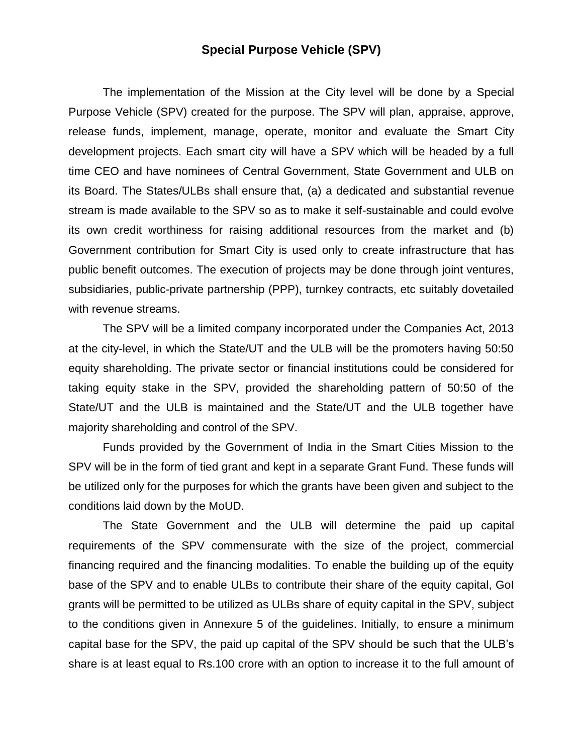# Special Purpose Vehicle (SPV)

The implementation of the Mission at the City level will be done by a Special Purpose Vehicle (SPV) created for the purpose. The SPV will plan, appraise, approve, release funds, implement, manage, operate, monitor and evaluate the Smart City development projects. Each smart city will have a SPV which will be headed by a full time CEO and have nominees of Central Government, State Government and ULB on its Board. The States/ULBs shall ensure that, (a) a dedicated and substantial revenue stream is made available to the SPV so as to make it self-sustainable and could evolve its own credit worthiness for raising additional resources from the market and (b) Government contribution for Smart City is used only to create infrastructure that has public benefit outcomes. The execution of projects may be done through joint ventures, subsidiaries, public-private partnership (PPP), turnkey contracts, etc suitably dovetailed with revenue streams.

The SPV will be a limited company incorporated under the Companies Act, 2013 at the city-level, in which the State/UT and the ULB will be the promoters having 50:50 equity shareholding. The private sector or financial institutions could be considered for taking equity stake in the SPV, provided the shareholding pattern of 50:50 of the State/UT and the ULB is maintained and the State/UT and the ULB together have majority shareholding and control of the SPV.

Funds provided by the Government of India in the Smart Cities Mission to the SPV will be in the form of tied grant and kept in a separate Grant Fund. These funds will be utilized only for the purposes for which the grants have been given and subject to the conditions laid down by the MoUD.

The State Government and the ULB will determine the paid up capital requirements of the SPV commensurate with the size of the project, commercial financing required and the financing modalities. To enable the building up of the equity base of the SPV and to enable ULBs to contribute their share of the equity capital, GoI grants will be permitted to be utilized as ULBs share of equity capital in the SPV, subject to the conditions given in Annexure 5 of the guidelines. Initially, to ensure a minimum capital base for the SPV, the paid up capital of the SPV should be such that the ULB's share is at least equal to Rs.100 crore with an option to increase it to the full amount of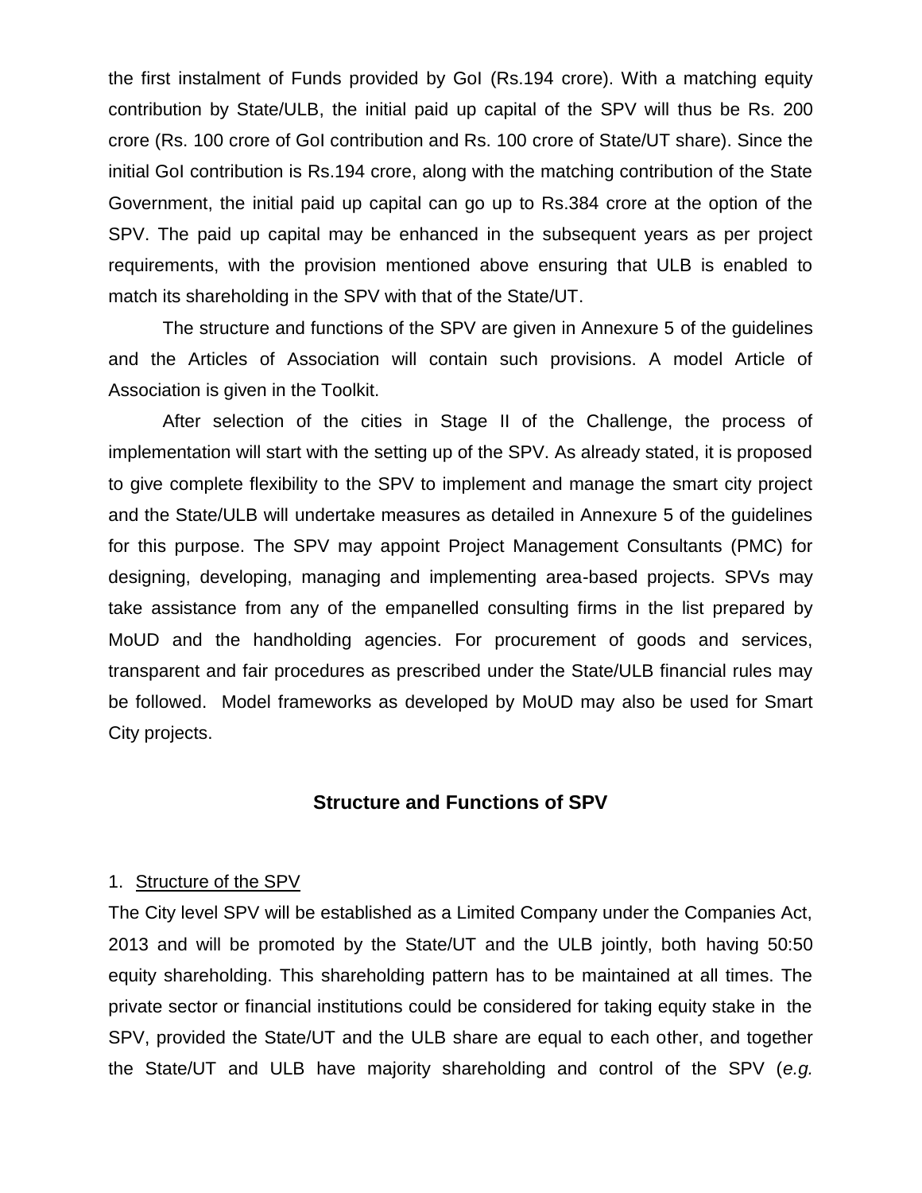the first instalment of Funds provided by GoI (Rs.194 crore). With a matching equity contribution by State/ULB, the initial paid up capital of the SPV will thus be Rs. 200 crore (Rs. 100 crore of GoI contribution and Rs. 100 crore of State/UT share). Since the initial GoI contribution is Rs.194 crore, along with the matching contribution of the State Government, the initial paid up capital can go up to Rs.384 crore at the option of the SPV. The paid up capital may be enhanced in the subsequent years as per project requirements, with the provision mentioned above ensuring that ULB is enabled to match its shareholding in the SPV with that of the State/UT.

The structure and functions of the SPV are given in Annexure 5 of the guidelines and the Articles of Association will contain such provisions. A model Article of Association is given in the Toolkit.

After selection of the cities in Stage II of the Challenge, the process of implementation will start with the setting up of the SPV. As already stated, it is proposed to give complete flexibility to the SPV to implement and manage the smart city project and the State/ULB will undertake measures as detailed in Annexure 5 of the guidelines for this purpose. The SPV may appoint Project Management Consultants (PMC) for designing, developing, managing and implementing area-based projects. SPVs may take assistance from any of the empanelled consulting firms in the list prepared by MoUD and the handholding agencies. For procurement of goods and services, transparent and fair procedures as prescribed under the State/ULB financial rules may be followed. Model frameworks as developed by MoUD may also be used for Smart City projects.

## Structure and Functions of SPV

1. Structure of the SPV

The City level SPV will be established as a Limited Company under the Companies Act, 2013 and will be promoted by the State/UT and the ULB jointly, both having 50:50 equity shareholding. This shareholding pattern has to be maintained at all times. The private sector or financial institutions could be considered for taking equity stake in the SPV, provided the State/UT and the ULB share are equal to each other, and together the State/UT and ULB have majority shareholding and control of the SPV (*e.g.*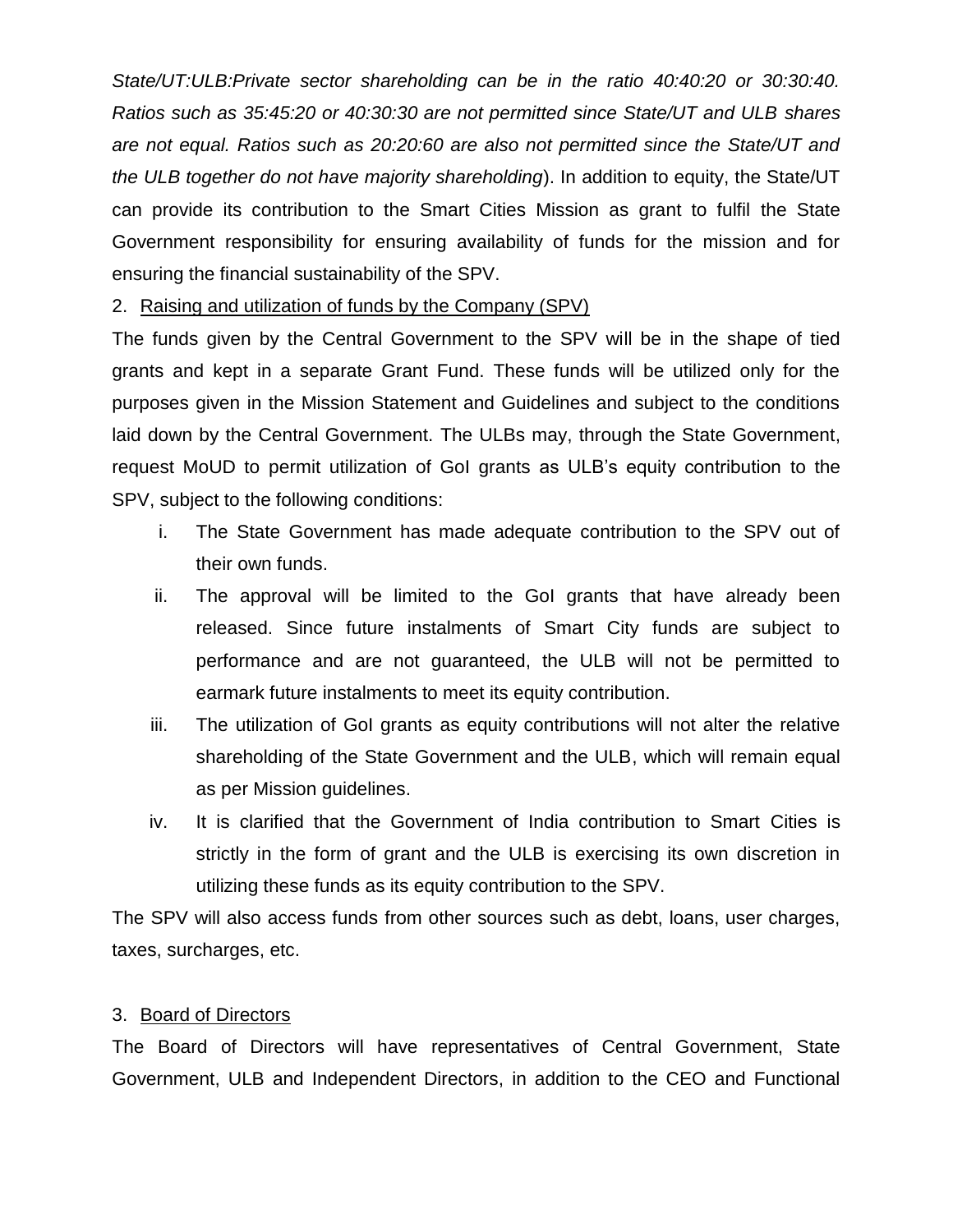*State/UT:ULB:Private sector shareholding can be in the ratio 40:40:20 or 30:30:40. Ratios such as 35:45:20 or 40:30:30 are not permitted since State/UT and ULB shares are not equal. Ratios such as 20:20:60 are also not permitted since the State/UT and the ULB together do not have majority shareholding*). In addition to equity, the State/UT can provide its contribution to the Smart Cities Mission as grant to fulfil the State Government responsibility for ensuring availability of funds for the mission and for ensuring the financial sustainability of the SPV.

2. <u>Raising and utilization of funds by the Company (SPV)</u>

The funds given by the Central Government to the SPV will be in the shape of tied grants and kept in a separate Grant Fund. These funds will be utilized only for the purposes given in the Mission Statement and Guidelines and subject to the conditions laid down by the Central Government. The ULBs may, through the State Government, request MoUD to permit utilization of GoI grants as ULB's equity contribution to the SPV, subject to the following conditions:

i. The State Government has made adequate contribution to the SPV out of their own funds.
ii. The approval will be limited to the GoI grants that have already been released. Since future instalments of Smart City funds are subject to performance and are not guaranteed, the ULB will not be permitted to earmark future instalments to meet its equity contribution.
iii. The utilization of GoI grants as equity contributions will not alter the relative shareholding of the State Government and the ULB, which will remain equal as per Mission guidelines.
iv. It is clarified that the Government of India contribution to Smart Cities is strictly in the form of grant and the ULB is exercising its own discretion in utilizing these funds as its equity contribution to the SPV.

The SPV will also access funds from other sources such as debt, loans, user charges, taxes, surcharges, etc.

3. <u>Board of Directors</u>

The Board of Directors will have representatives of Central Government, State Government, ULB and Independent Directors, in addition to the CEO and Functional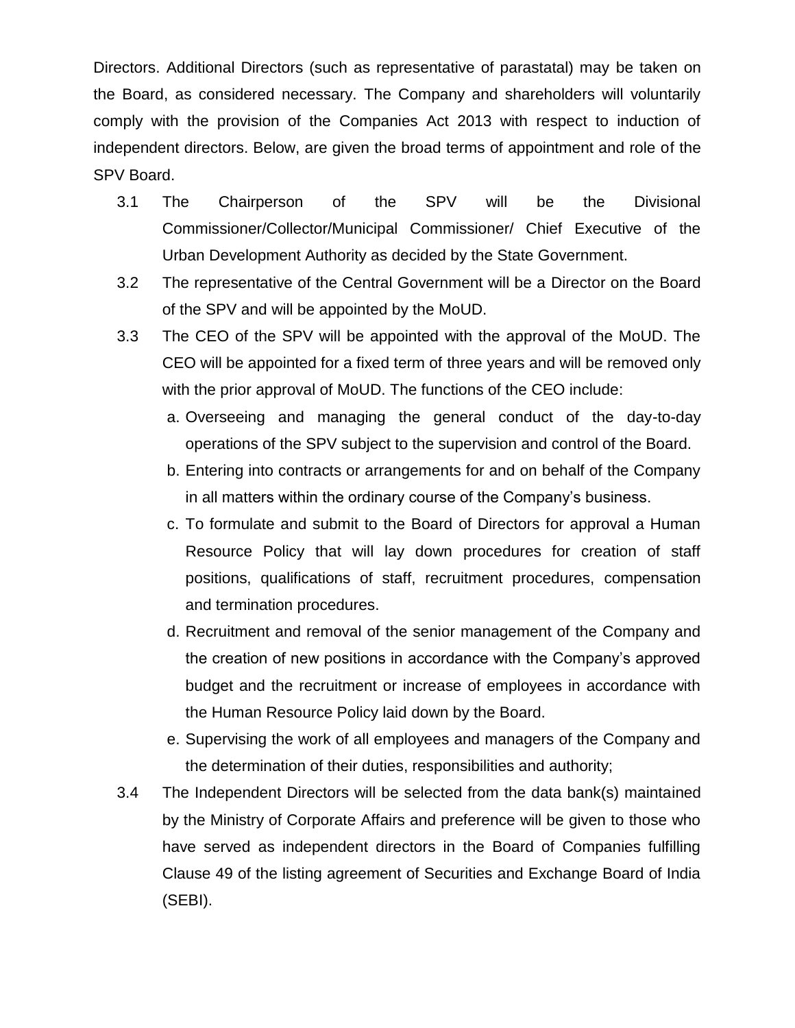Directors. Additional Directors (such as representative of parastatal) may be taken on the Board, as considered necessary. The Company and shareholders will voluntarily comply with the provision of the Companies Act 2013 with respect to induction of independent directors. Below, are given the broad terms of appointment and role of the SPV Board.

3.1 The Chairperson of the SPV will be the Divisional Commissioner/Collector/Municipal Commissioner/ Chief Executive of the Urban Development Authority as decided by the State Government.

3.2 The representative of the Central Government will be a Director on the Board of the SPV and will be appointed by the MoUD.

3.3 The CEO of the SPV will be appointed with the approval of the MoUD. The CEO will be appointed for a fixed term of three years and will be removed only with the prior approval of MoUD. The functions of the CEO include:

   a. Overseeing and managing the general conduct of the day-to-day operations of the SPV subject to the supervision and control of the Board.
   b. Entering into contracts or arrangements for and on behalf of the Company in all matters within the ordinary course of the Company's business.
   c. To formulate and submit to the Board of Directors for approval a Human Resource Policy that will lay down procedures for creation of staff positions, qualifications of staff, recruitment procedures, compensation and termination procedures.
   d. Recruitment and removal of the senior management of the Company and the creation of new positions in accordance with the Company's approved budget and the recruitment or increase of employees in accordance with the Human Resource Policy laid down by the Board.
   e. Supervising the work of all employees and managers of the Company and the determination of their duties, responsibilities and authority;

3.4 The Independent Directors will be selected from the data bank(s) maintained by the Ministry of Corporate Affairs and preference will be given to those who have served as independent directors in the Board of Companies fulfilling Clause 49 of the listing agreement of Securities and Exchange Board of India (SEBI).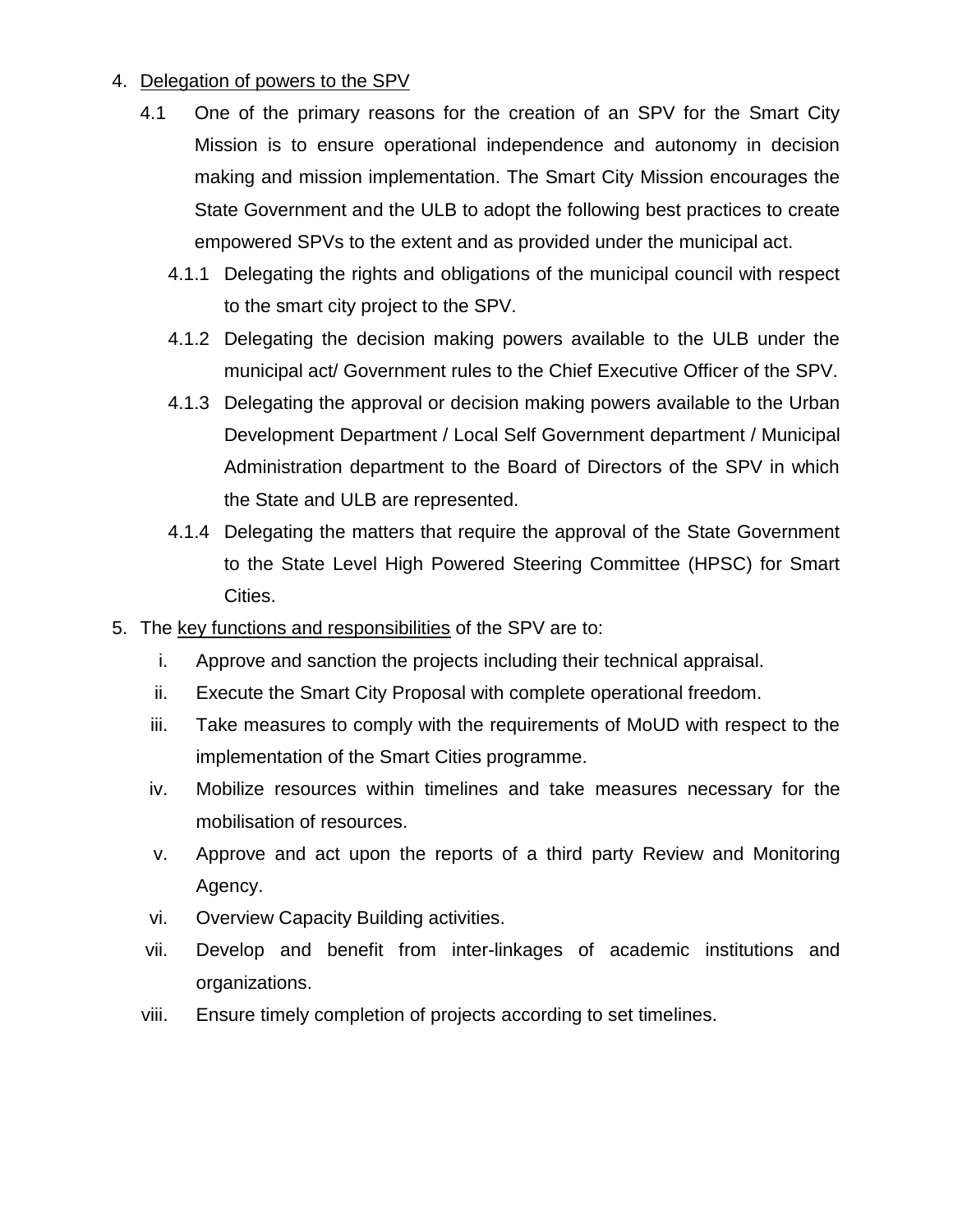4. Delegation of powers to the SPV

   4.1 One of the primary reasons for the creation of an SPV for the Smart City Mission is to ensure operational independence and autonomy in decision making and mission implementation. The Smart City Mission encourages the State Government and the ULB to adopt the following best practices to create empowered SPVs to the extent and as provided under the municipal act.

      4.1.1 Delegating the rights and obligations of the municipal council with respect to the smart city project to the SPV.

      4.1.2 Delegating the decision making powers available to the ULB under the municipal act/ Government rules to the Chief Executive Officer of the SPV.

      4.1.3 Delegating the approval or decision making powers available to the Urban Development Department / Local Self Government department / Municipal Administration department to the Board of Directors of the SPV in which the State and ULB are represented.

      4.1.4 Delegating the matters that require the approval of the State Government to the State Level High Powered Steering Committee (HPSC) for Smart Cities.

5. The key functions and responsibilities of the SPV are to:

   i. Approve and sanction the projects including their technical appraisal.
   ii. Execute the Smart City Proposal with complete operational freedom.
   iii. Take measures to comply with the requirements of MoUD with respect to the implementation of the Smart Cities programme.
   iv. Mobilize resources within timelines and take measures necessary for the mobilisation of resources.
   v. Approve and act upon the reports of a third party Review and Monitoring Agency.
   vi. Overview Capacity Building activities.
   vii. Develop and benefit from inter-linkages of academic institutions and organizations.
   viii. Ensure timely completion of projects according to set timelines.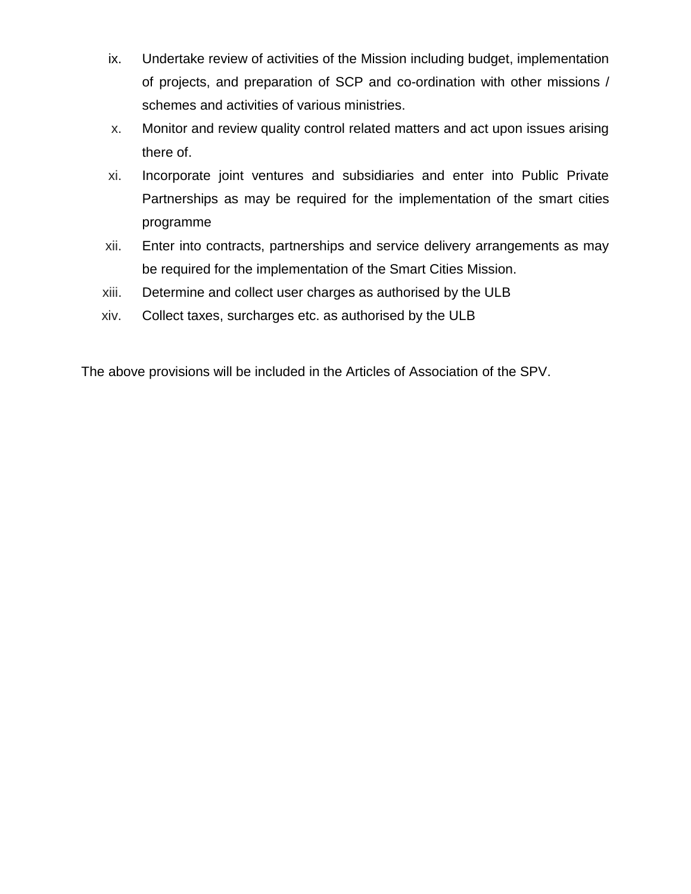ix. Undertake review of activities of the Mission including budget, implementation of projects, and preparation of SCP and co-ordination with other missions / schemes and activities of various ministries.

x. Monitor and review quality control related matters and act upon issues arising there of.

xi. Incorporate joint ventures and subsidiaries and enter into Public Private Partnerships as may be required for the implementation of the smart cities programme

xii. Enter into contracts, partnerships and service delivery arrangements as may be required for the implementation of the Smart Cities Mission.

xiii. Determine and collect user charges as authorised by the ULB

xiv. Collect taxes, surcharges etc. as authorised by the ULB

The above provisions will be included in the Articles of Association of the SPV.